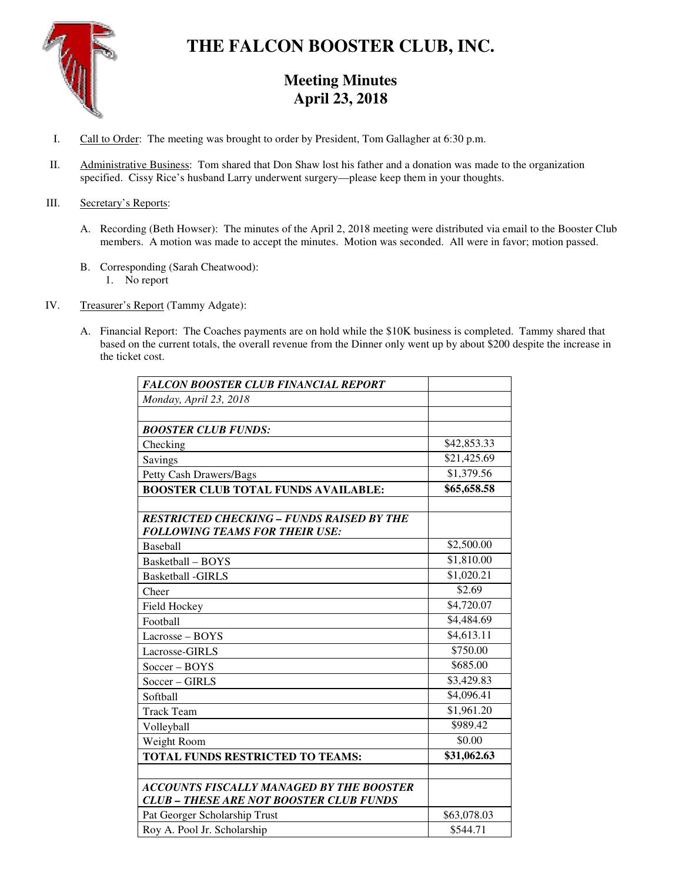# THE FALCON BOOSTER CLUB, INC.

## Meeting Minutes
## April 23, 2018

I. Call to Order: The meeting was brought to order by President, Tom Gallagher at 6:30 p.m.

II. Administrative Business: Tom shared that Don Shaw lost his father and a donation was made to the organization specified. Cissy Rice's husband Larry underwent surgery—please keep them in your thoughts.

III. Secretary's Reports:

   A. Recording (Beth Howser): The minutes of the April 2, 2018 meeting were distributed via email to the Booster Club members. A motion was made to accept the minutes. Motion was seconded. All were in favor; motion passed.

   B. Corresponding (Sarah Cheatwood):
      1. No report

IV. Treasurer's Report (Tammy Adgate):

   A. Financial Report: The Coaches payments are on hold while the $10K business is completed. Tammy shared that based on the current totals, the overall revenue from the Dinner only went up by about $200 despite the increase in the ticket cost.

| ***FALCON BOOSTER CLUB FINANCIAL REPORT*** | |
|---|---|
| *Monday, April 23, 2018* | |
| | |
| ***BOOSTER CLUB FUNDS:*** | |
| Checking | $42,853.33 |
| Savings | $21,425.69 |
| Petty Cash Drawers/Bags | $1,379.56 |
| **BOOSTER CLUB TOTAL FUNDS AVAILABLE:** | **$65,658.58** |
| | |
| ***RESTRICTED CHECKING – FUNDS RAISED BY THE FOLLOWING TEAMS FOR THEIR USE:*** | |
| Baseball | $2,500.00 |
| Basketball – BOYS | $1,810.00 |
| Basketball -GIRLS | $1,020.21 |
| Cheer | $2.69 |
| Field Hockey | $4,720.07 |
| Football | $4,484.69 |
| Lacrosse – BOYS | $4,613.11 |
| Lacrosse-GIRLS | $750.00 |
| Soccer – BOYS | $685.00 |
| Soccer – GIRLS | $3,429.83 |
| Softball | $4,096.41 |
| Track Team | $1,961.20 |
| Volleyball | $989.42 |
| Weight Room | $0.00 |
| **TOTAL FUNDS RESTRICTED TO TEAMS:** | **$31,062.63** |
| | |
| ***ACCOUNTS FISCALLY MANAGED BY THE BOOSTER CLUB – THESE ARE NOT BOOSTER CLUB FUNDS*** | |
| Pat Georger Scholarship Trust | $63,078.03 |
| Roy A. Pool Jr. Scholarship | $544.71 |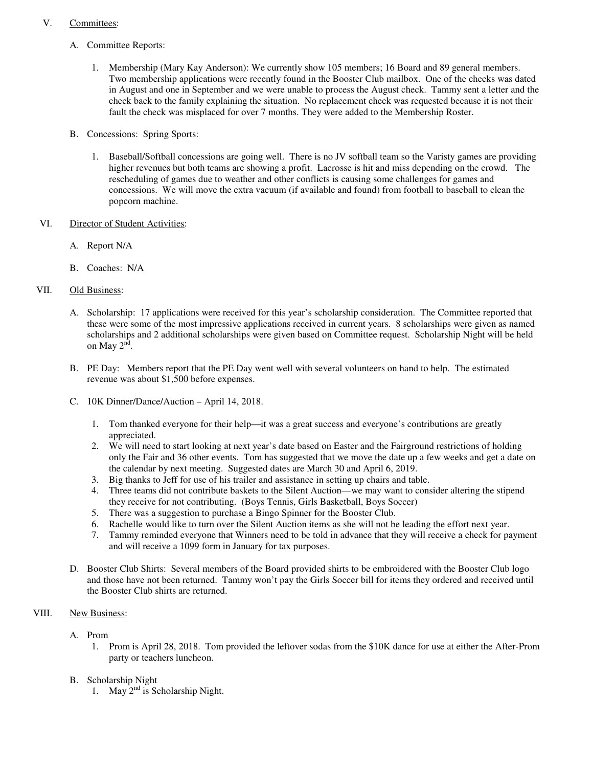V. Committees:

A. Committee Reports:

1. Membership (Mary Kay Anderson): We currently show 105 members; 16 Board and 89 general members. Two membership applications were recently found in the Booster Club mailbox. One of the checks was dated in August and one in September and we were unable to process the August check. Tammy sent a letter and the check back to the family explaining the situation. No replacement check was requested because it is not their fault the check was misplaced for over 7 months. They were added to the Membership Roster.

B. Concessions: Spring Sports:

1. Baseball/Softball concessions are going well. There is no JV softball team so the Varisty games are providing higher revenues but both teams are showing a profit. Lacrosse is hit and miss depending on the crowd. The rescheduling of games due to weather and other conflicts is causing some challenges for games and concessions. We will move the extra vacuum (if available and found) from football to baseball to clean the popcorn machine.

VI. Director of Student Activities:

A. Report N/A

B. Coaches: N/A

VII. Old Business:

A. Scholarship: 17 applications were received for this year's scholarship consideration. The Committee reported that these were some of the most impressive applications received in current years. 8 scholarships were given as named scholarships and 2 additional scholarships were given based on Committee request. Scholarship Night will be held on May 2nd.

B. PE Day: Members report that the PE Day went well with several volunteers on hand to help. The estimated revenue was about $1,500 before expenses.

C. 10K Dinner/Dance/Auction – April 14, 2018.

1. Tom thanked everyone for their help—it was a great success and everyone's contributions are greatly appreciated.
2. We will need to start looking at next year's date based on Easter and the Fairground restrictions of holding only the Fair and 36 other events. Tom has suggested that we move the date up a few weeks and get a date on the calendar by next meeting. Suggested dates are March 30 and April 6, 2019.
3. Big thanks to Jeff for use of his trailer and assistance in setting up chairs and table.
4. Three teams did not contribute baskets to the Silent Auction—we may want to consider altering the stipend they receive for not contributing. (Boys Tennis, Girls Basketball, Boys Soccer)
5. There was a suggestion to purchase a Bingo Spinner for the Booster Club.
6. Rachelle would like to turn over the Silent Auction items as she will not be leading the effort next year.
7. Tammy reminded everyone that Winners need to be told in advance that they will receive a check for payment and will receive a 1099 form in January for tax purposes.

D. Booster Club Shirts: Several members of the Board provided shirts to be embroidered with the Booster Club logo and those have not been returned. Tammy won't pay the Girls Soccer bill for items they ordered and received until the Booster Club shirts are returned.

VIII. New Business:

A. Prom

1. Prom is April 28, 2018. Tom provided the leftover sodas from the $10K dance for use at either the After-Prom party or teachers luncheon.

B. Scholarship Night

1. May 2nd is Scholarship Night.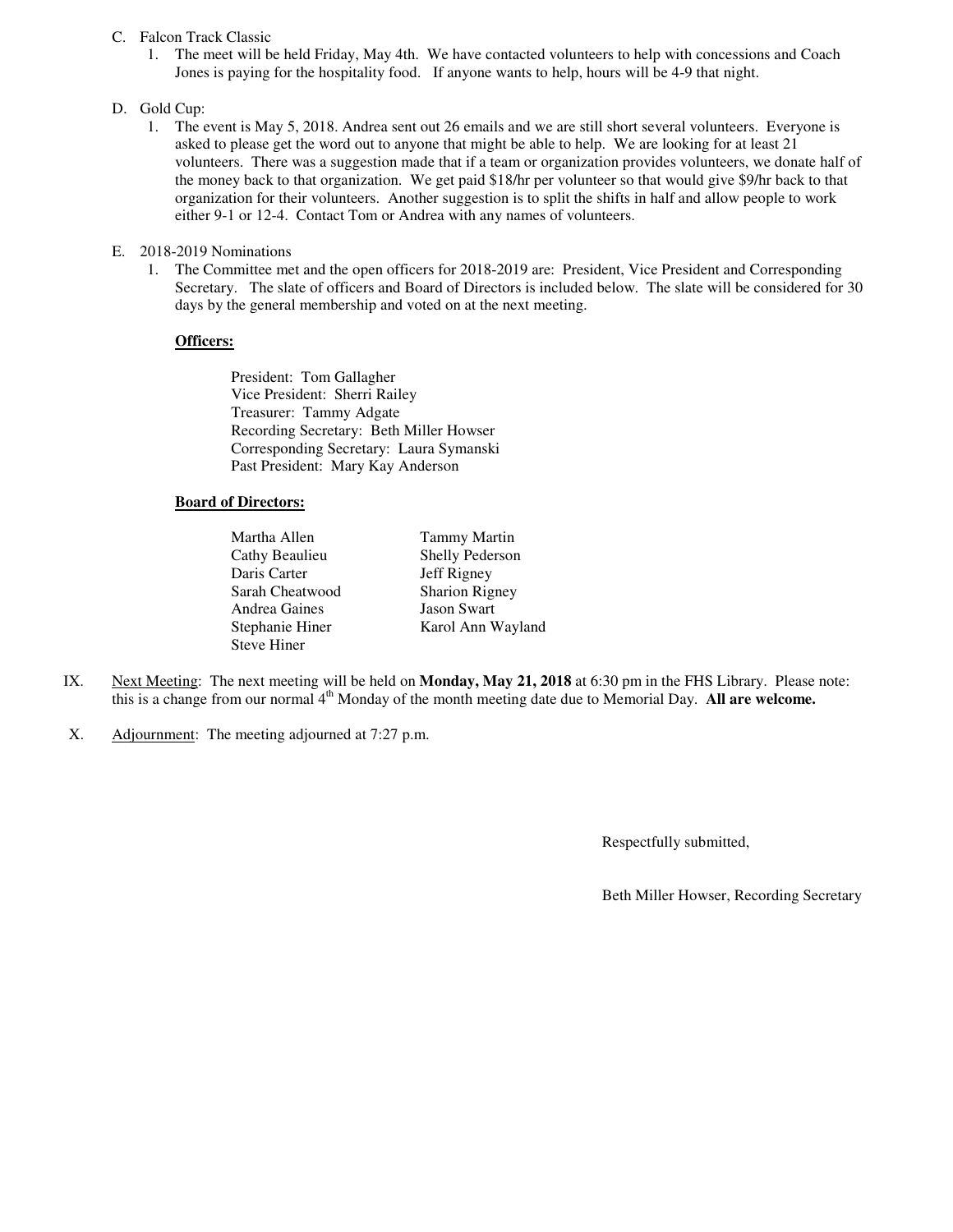C. Falcon Track Classic

1. The meet will be held Friday, May 4th. We have contacted volunteers to help with concessions and Coach Jones is paying for the hospitality food. If anyone wants to help, hours will be 4-9 that night.

D. Gold Cup:

1. The event is May 5, 2018. Andrea sent out 26 emails and we are still short several volunteers. Everyone is asked to please get the word out to anyone that might be able to help. We are looking for at least 21 volunteers. There was a suggestion made that if a team or organization provides volunteers, we donate half of the money back to that organization. We get paid $18/hr per volunteer so that would give $9/hr back to that organization for their volunteers. Another suggestion is to split the shifts in half and allow people to work either 9-1 or 12-4. Contact Tom or Andrea with any names of volunteers.

E. 2018-2019 Nominations

1. The Committee met and the open officers for 2018-2019 are: President, Vice President and Corresponding Secretary. The slate of officers and Board of Directors is included below. The slate will be considered for 30 days by the general membership and voted on at the next meeting.

**Officers:**

President: Tom Gallagher
Vice President: Sherri Railey
Treasurer: Tammy Adgate
Recording Secretary: Beth Miller Howser
Corresponding Secretary: Laura Symanski
Past President: Mary Kay Anderson

**Board of Directors:**

| | |
|---|---|
| Martha Allen | Tammy Martin |
| Cathy Beaulieu | Shelly Pederson |
| Daris Carter | Jeff Rigney |
| Sarah Cheatwood | Sharion Rigney |
| Andrea Gaines | Jason Swart |
| Stephanie Hiner | Karol Ann Wayland |
| Steve Hiner | |

IX. Next Meeting: The next meeting will be held on **Monday, May 21, 2018** at 6:30 pm in the FHS Library. Please note: this is a change from our normal 4th Monday of the month meeting date due to Memorial Day. **All are welcome.**

X. Adjournment: The meeting adjourned at 7:27 p.m.

Respectfully submitted,

Beth Miller Howser, Recording Secretary